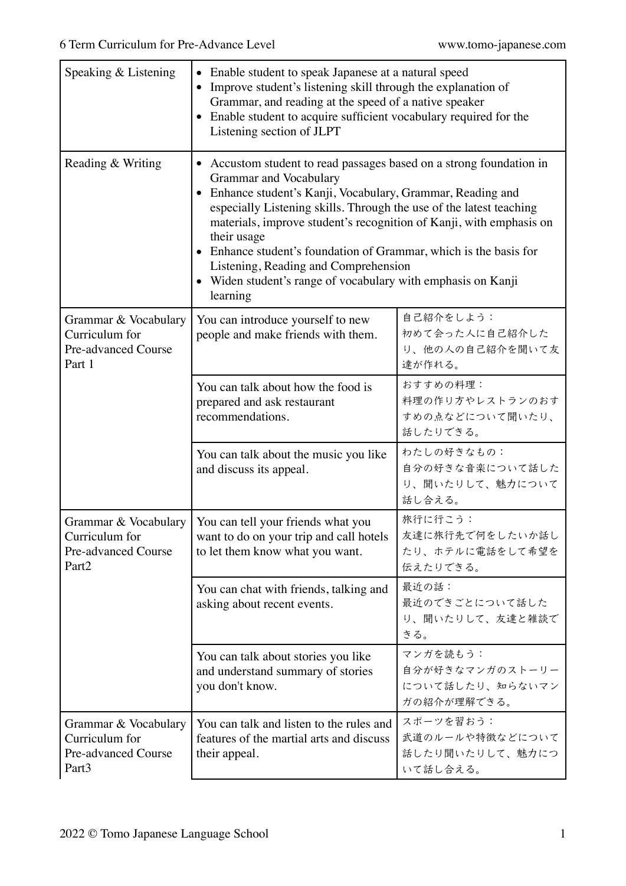| | | |
|---|---|---|
| Speaking & Listening | • Enable student to speak Japanese at a natural speed<br>• Improve student's listening skill through the explanation of Grammar, and reading at the speed of a native speaker<br>• Enable student to acquire sufficient vocabulary required for the Listening section of JLPT | |
| Reading & Writing | • Accustom student to read passages based on a strong foundation in Grammar and Vocabulary<br>• Enhance student's Kanji, Vocabulary, Grammar, Reading and especially Listening skills. Through the use of the latest teaching materials, improve student's recognition of Kanji, with emphasis on their usage<br>• Enhance student's foundation of Grammar, which is the basis for Listening, Reading and Comprehension<br>• Widen student's range of vocabulary with emphasis on Kanji learning | |
| Grammar & Vocabulary Curriculum for Pre-advanced Course Part 1 | You can introduce yourself to new people and make friends with them. | 自己紹介をしよう：<br>初めて会った人に自己紹介したり、他の人の自己紹介を聞いて友達が作れる。 |
| | You can talk about how the food is prepared and ask restaurant recommendations. | おすすめの料理：<br>料理の作り方やレストランのおすすめの点などについて聞いたり、話したりできる。 |
| | You can talk about the music you like and discuss its appeal. | わたしの好きなもの：<br>自分の好きな音楽について話したり、聞いたりして、魅力について話し合える。 |
| Grammar & Vocabulary Curriculum for Pre-advanced Course Part2 | You can tell your friends what you want to do on your trip and call hotels to let them know what you want. | 旅行に行こう：<br>友達に旅行先で何をしたいか話したり、ホテルに電話をして希望を伝えたりできる。 |
| | You can chat with friends, talking and asking about recent events. | 最近の話：<br>最近のできごとについて話したり、聞いたりして、友達と雑談できる。 |
| | You can talk about stories you like and understand summary of stories you don't know. | マンガを読もう：<br>自分が好きなマンガのストーリーについて話したり、知らないマンガの紹介が理解できる。 |
| Grammar & Vocabulary Curriculum for Pre-advanced Course Part3 | You can talk and listen to the rules and features of the martial arts and discuss their appeal. | スポーツを習おう：<br>武道のルールや特徴などについて話したり聞いたりして、魅力について話し合える。 |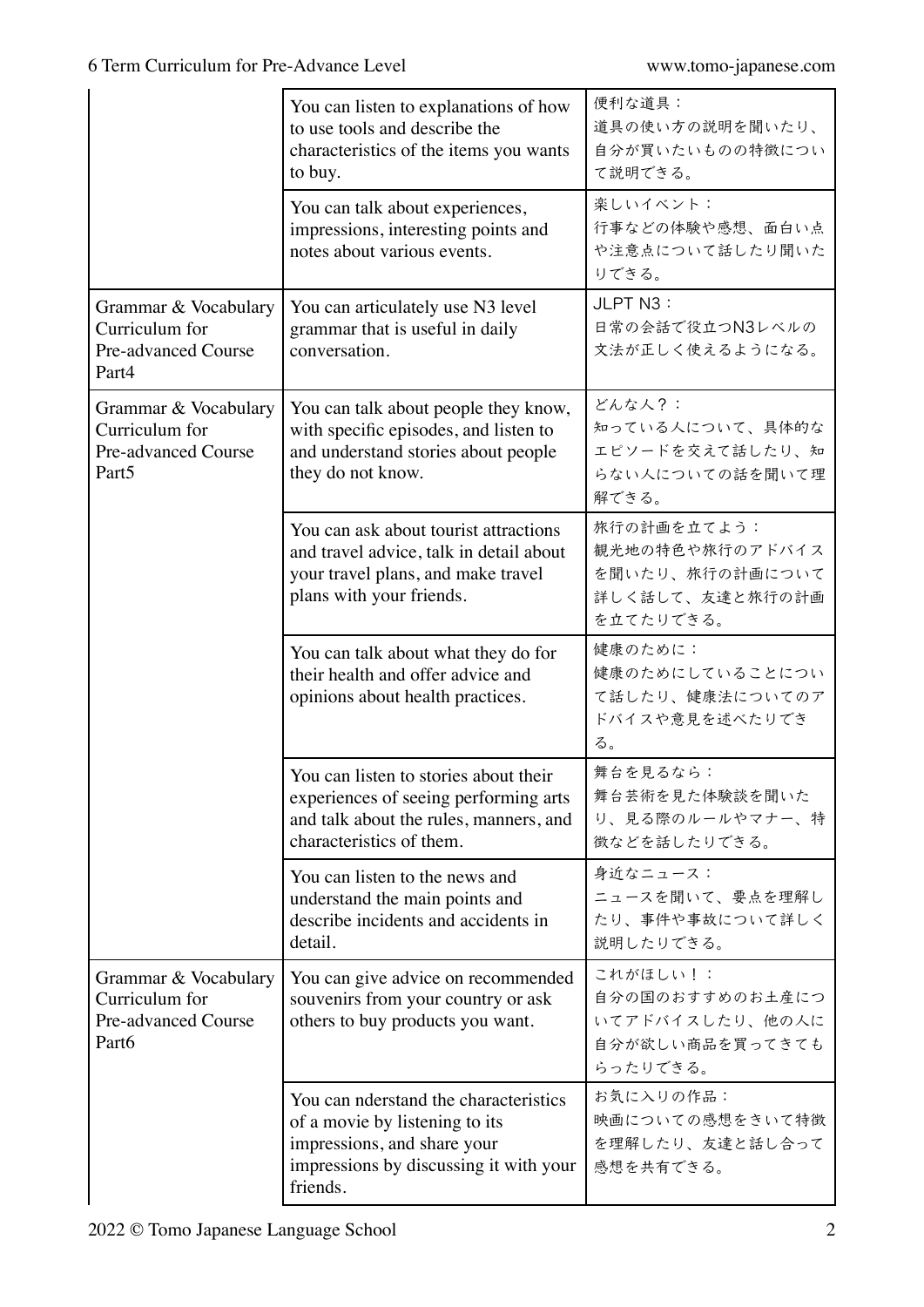| | | |
|---|---|---|
| | You can listen to explanations of how to use tools and describe the characteristics of the items you wants to buy. | 便利な道具：<br>道具の使い方の説明を聞いたり、自分が買いたいものの特徴について説明できる。 |
| | You can talk about experiences, impressions, interesting points and notes about various events. | 楽しいイベント：<br>行事などの体験や感想、面白い点や注意点について話したり聞いたりできる。 |
| Grammar & Vocabulary Curriculum for Pre-advanced Course Part4 | You can articulately use N3 level grammar that is useful in daily conversation. | JLPT N3：<br>日常の会話で役立つN3レベルの文法が正しく使えるようになる。 |
| Grammar & Vocabulary Curriculum for Pre-advanced Course Part5 | You can talk about people they know, with specific episodes, and listen to and understand stories about people they do not know. | どんな人？：<br>知っている人について、具体的なエピソードを交えて話したり、知らない人についての話を聞いて理解できる。 |
| | You can ask about tourist attractions and travel advice, talk in detail about your travel plans, and make travel plans with your friends. | 旅行の計画を立てよう：<br>観光地の特色や旅行のアドバイスを聞いたり、旅行の計画について詳しく話して、友達と旅行の計画を立てたりできる。 |
| | You can talk about what they do for their health and offer advice and opinions about health practices. | 健康のために：<br>健康のためにしていることについて話したり、健康法についてのアドバイスや意見を述べたりできる。 |
| | You can listen to stories about their experiences of seeing performing arts and talk about the rules, manners, and characteristics of them. | 舞台を見るなら：<br>舞台芸術を見た体験談を聞いたり、見る際のルールやマナー、特徴などを話したりできる。 |
| | You can listen to the news and understand the main points and describe incidents and accidents in detail. | 身近なニュース：<br>ニュースを聞いて、要点を理解したり、事件や事故について詳しく説明したりできる。 |
| Grammar & Vocabulary Curriculum for Pre-advanced Course Part6 | You can give advice on recommended souvenirs from your country or ask others to buy products you want. | これがほしい！：<br>自分の国のおすすめのお土産についてアドバイスしたり、他の人に自分が欲しい商品を買ってきてもらったりできる。 |
| | You can nderstand the characteristics of a movie by listening to its impressions, and share your impressions by discussing it with your friends. | お気に入りの作品：<br>映画についての感想をきいて特徴を理解したり、友達と話し合って感想を共有できる。 |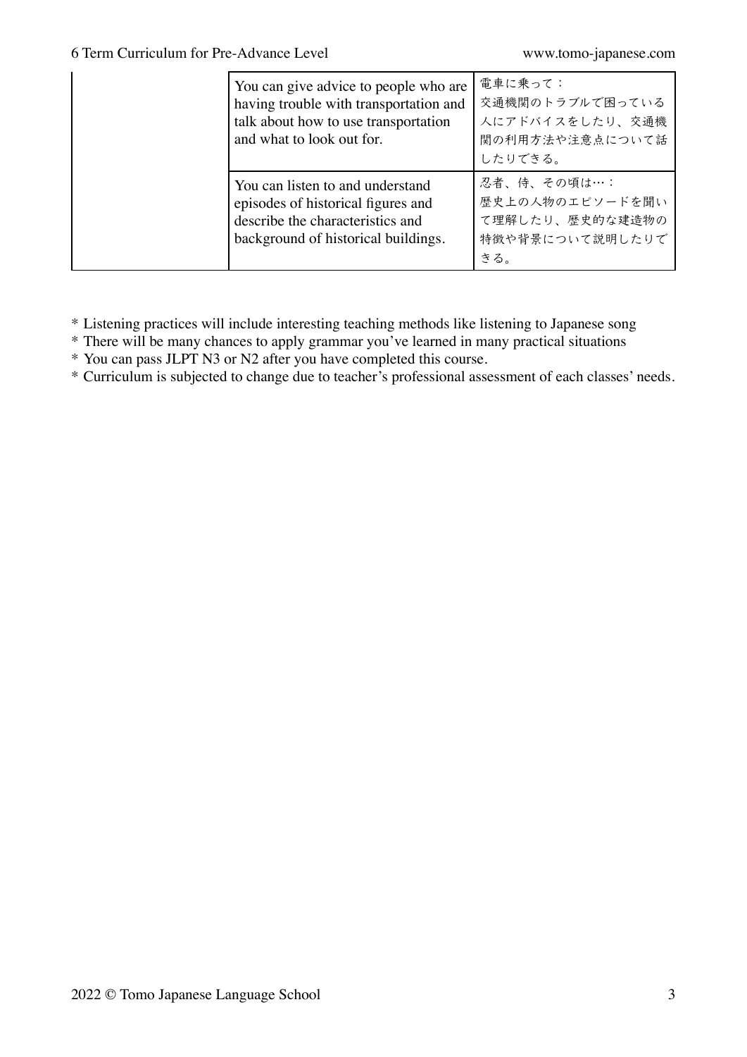| | | |
|---|---|---|
| | You can give advice to people who are having trouble with transportation and talk about how to use transportation and what to look out for. | 電車に乗って：<br>交通機関のトラブルで困っている人にアドバイスをしたり、交通機関の利用方法や注意点について話したりできる。 |
| | You can listen to and understand episodes of historical figures and describe the characteristics and background of historical buildings. | 忍者、侍、その頃は…：<br>歴史上の人物のエピソードを聞いて理解したり、歴史的な建造物の特徴や背景について説明したりできる。 |

* Listening practices will include interesting teaching methods like listening to Japanese song
* There will be many chances to apply grammar you've learned in many practical situations
* You can pass JLPT N3 or N2 after you have completed this course.
* Curriculum is subjected to change due to teacher's professional assessment of each classes' needs.